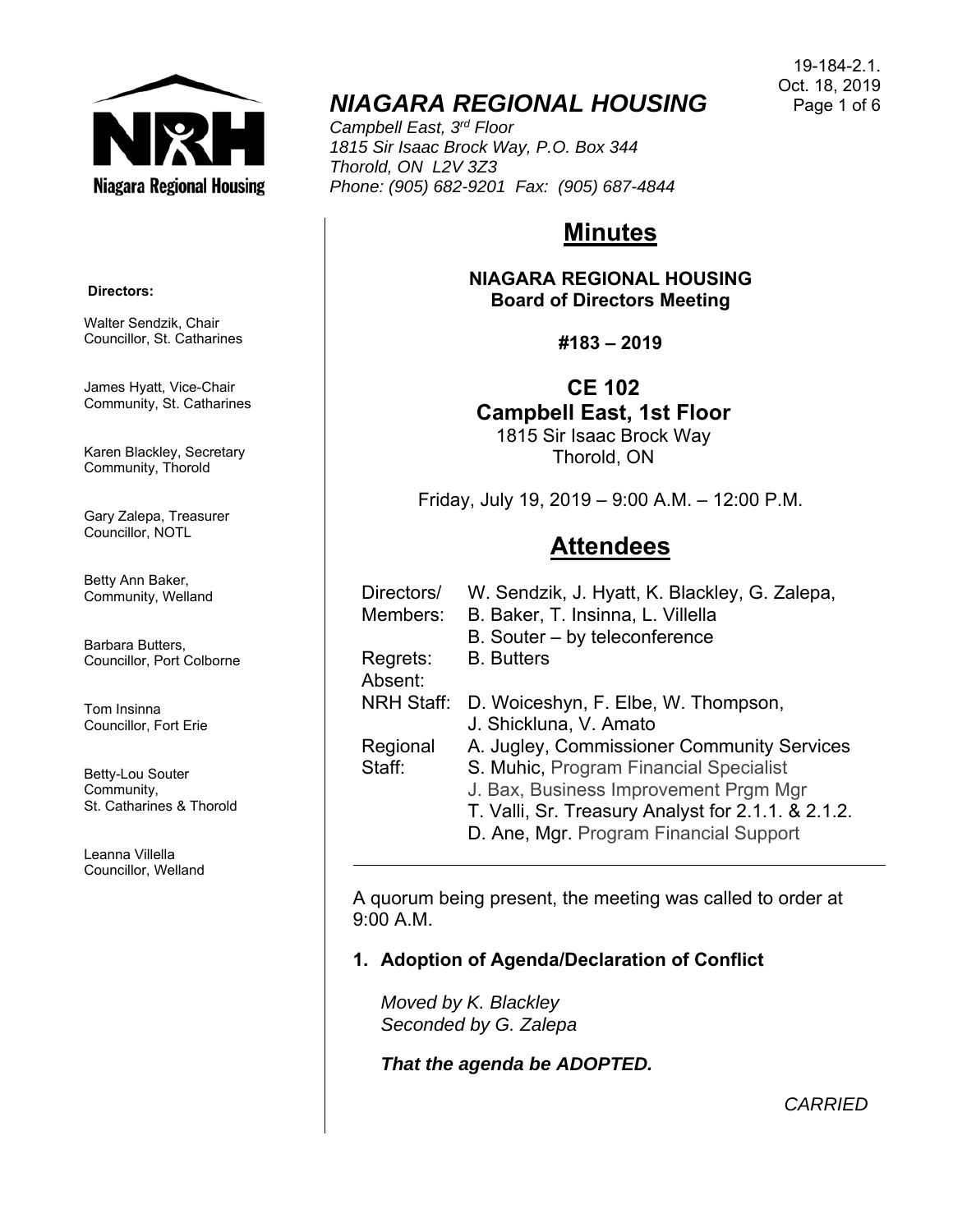19-184-2.1.
Oct. 18, 2019

# NIAGARA REGIONAL HOUSING

*Campbell East, 3rd Floor*
*1815 Sir Isaac Brock Way, P.O. Box 344*
*Thorold, ON L2V 3Z3*
*Phone: (905) 682-9201 Fax: (905) 687-4844*

**Directors:**

Walter Sendzik, Chair
Councillor, St. Catharines

James Hyatt, Vice-Chair
Community, St. Catharines

Karen Blackley, Secretary
Community, Thorold

Gary Zalepa, Treasurer
Councillor, NOTL

Betty Ann Baker,
Community, Welland

Barbara Butters,
Councillor, Port Colborne

Tom Insinna
Councillor, Fort Erie

Betty-Lou Souter
Community,
St. Catharines & Thorold

Leanna Villella
Councillor, Welland

## Minutes

**NIAGARA REGIONAL HOUSING**
**Board of Directors Meeting**

**#183 – 2019**

**CE 102**
**Campbell East, 1st Floor**
1815 Sir Isaac Brock Way
Thorold, ON

Friday, July 19, 2019 – 9:00 A.M. – 12:00 P.M.

## Attendees

| | |
|---|---|
| Directors/ Members: | W. Sendzik, J. Hyatt, K. Blackley, G. Zalepa, B. Baker, T. Insinna, L. Villella<br>B. Souter – by teleconference |
| Regrets: | B. Butters |
| Absent: | |
| NRH Staff: | D. Woiceshyn, F. Elbe, W. Thompson, J. Shickluna, V. Amato |
| Regional Staff: | A. Jugley, Commissioner Community Services<br>S. Muhic, Program Financial Specialist<br>J. Bax, Business Improvement Prgm Mgr<br>T. Valli, Sr. Treasury Analyst for 2.1.1. & 2.1.2.<br>D. Ane, Mgr. Program Financial Support |

---

A quorum being present, the meeting was called to order at 9:00 A.M.

**1. Adoption of Agenda/Declaration of Conflict**

*Moved by K. Blackley*
*Seconded by G. Zalepa*

***That the agenda be ADOPTED.***

*CARRIED*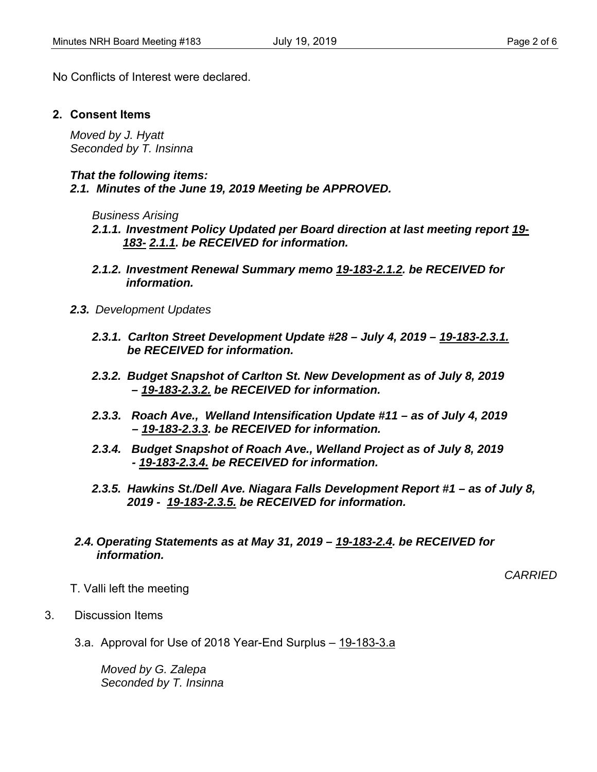No Conflicts of Interest were declared.

**2. Consent Items**

*Moved by J. Hyatt*
*Seconded by T. Insinna*

***That the following items:***
***2.1. Minutes of the June 19, 2019 Meeting be APPROVED.***

*Business Arising*

***2.1.1. Investment Policy Updated per Board direction at last meeting report 19-183- 2.1.1. be RECEIVED for information.***

***2.1.2. Investment Renewal Summary memo 19-183-2.1.2. be RECEIVED for information.***

***2.3.*** *Development Updates*

***2.3.1. Carlton Street Development Update #28 – July 4, 2019 – 19-183-2.3.1. be RECEIVED for information.***

***2.3.2. Budget Snapshot of Carlton St. New Development as of July 8, 2019 – 19-183-2.3.2. be RECEIVED for information.***

***2.3.3. Roach Ave., Welland Intensification Update #11 – as of July 4, 2019 – 19-183-2.3.3. be RECEIVED for information.***

***2.3.4. Budget Snapshot of Roach Ave., Welland Project as of July 8, 2019 - 19-183-2.3.4. be RECEIVED for information.***

***2.3.5. Hawkins St./Dell Ave. Niagara Falls Development Report #1 – as of July 8, 2019 - 19-183-2.3.5. be RECEIVED for information.***

***2.4. Operating Statements as at May 31, 2019 – 19-183-2.4. be RECEIVED for information.***

*CARRIED*

T. Valli left the meeting

3. Discussion Items

3.a. Approval for Use of 2018 Year-End Surplus – 19-183-3.a

*Moved by G. Zalepa*
*Seconded by T. Insinna*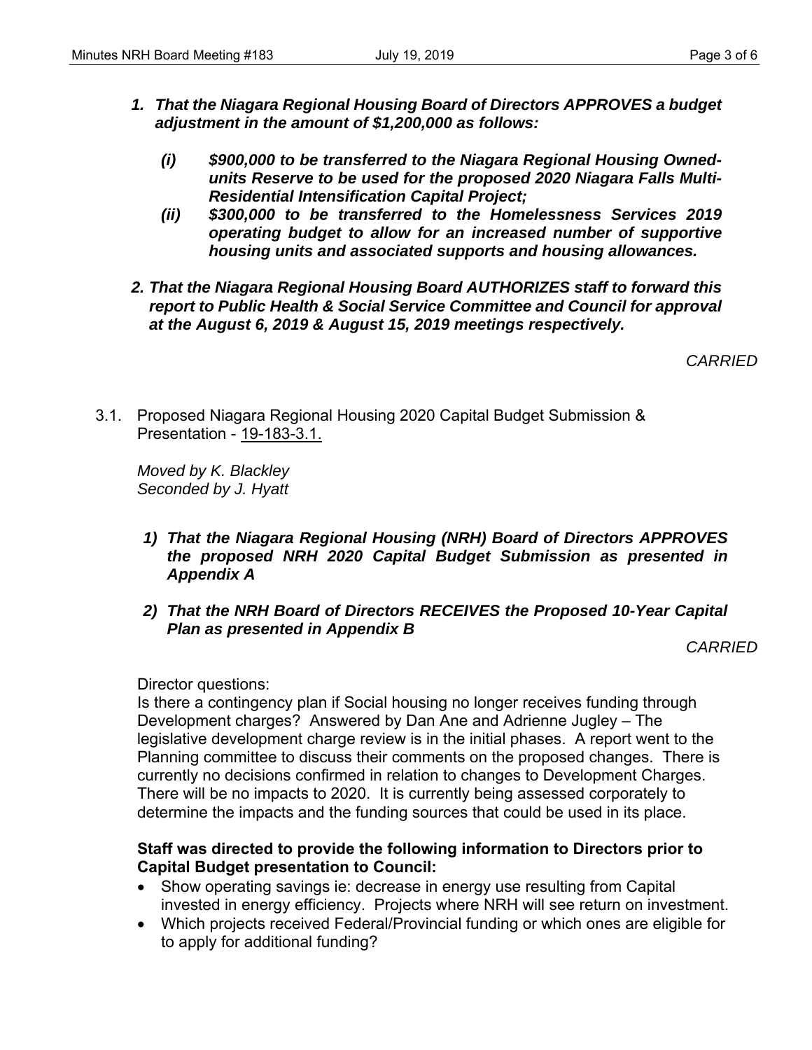1. ***That the Niagara Regional Housing Board of Directors APPROVES a budget adjustment in the amount of $1,200,000 as follows:***

   ***(i) $900,000 to be transferred to the Niagara Regional Housing Owned-units Reserve to be used for the proposed 2020 Niagara Falls Multi-Residential Intensification Capital Project;***

   ***(ii) $300,000 to be transferred to the Homelessness Services 2019 operating budget to allow for an increased number of supportive housing units and associated supports and housing allowances.***

2. ***That the Niagara Regional Housing Board AUTHORIZES staff to forward this report to Public Health & Social Service Committee and Council for approval at the August 6, 2019 & August 15, 2019 meetings respectively.***

*CARRIED*

3.1. Proposed Niagara Regional Housing 2020 Capital Budget Submission & Presentation - 19-183-3.1.

*Moved by K. Blackley*
*Seconded by J. Hyatt*

1) ***That the Niagara Regional Housing (NRH) Board of Directors APPROVES the proposed NRH 2020 Capital Budget Submission as presented in Appendix A***

2) ***That the NRH Board of Directors RECEIVES the Proposed 10-Year Capital Plan as presented in Appendix B***

*CARRIED*

Director questions:
Is there a contingency plan if Social housing no longer receives funding through Development charges? Answered by Dan Ane and Adrienne Jugley – The legislative development charge review is in the initial phases. A report went to the Planning committee to discuss their comments on the proposed changes. There is currently no decisions confirmed in relation to changes to Development Charges. There will be no impacts to 2020. It is currently being assessed corporately to determine the impacts and the funding sources that could be used in its place.

**Staff was directed to provide the following information to Directors prior to Capital Budget presentation to Council:**

- Show operating savings ie: decrease in energy use resulting from Capital invested in energy efficiency. Projects where NRH will see return on investment.
- Which projects received Federal/Provincial funding or which ones are eligible for to apply for additional funding?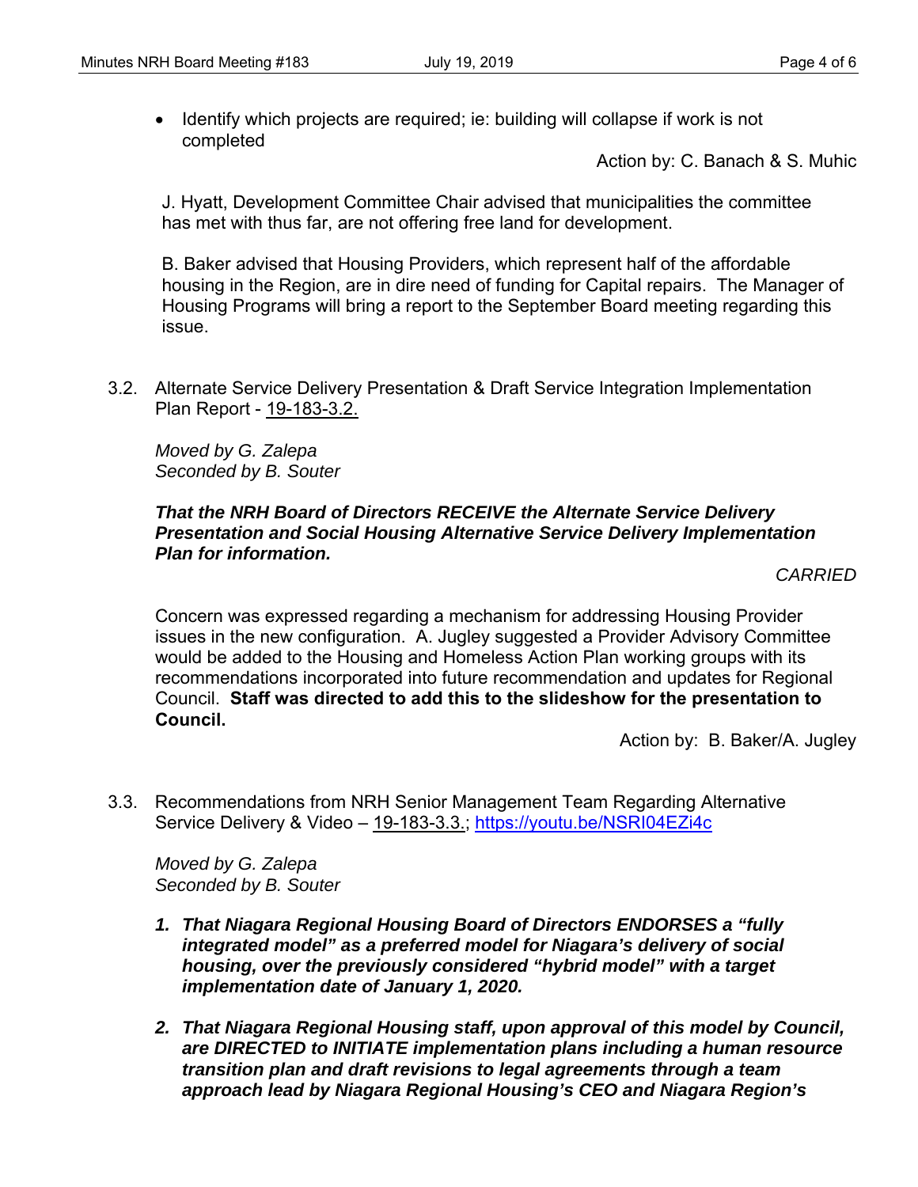- Identify which projects are required; ie: building will collapse if work is not completed

Action by: C. Banach & S. Muhic

J. Hyatt, Development Committee Chair advised that municipalities the committee has met with thus far, are not offering free land for development.

B. Baker advised that Housing Providers, which represent half of the affordable housing in the Region, are in dire need of funding for Capital repairs. The Manager of Housing Programs will bring a report to the September Board meeting regarding this issue.

3.2. Alternate Service Delivery Presentation & Draft Service Integration Implementation Plan Report - 19-183-3.2.

*Moved by G. Zalepa*
*Seconded by B. Souter*

***That the NRH Board of Directors RECEIVE the Alternate Service Delivery Presentation and Social Housing Alternative Service Delivery Implementation Plan for information.***

*CARRIED*

Concern was expressed regarding a mechanism for addressing Housing Provider issues in the new configuration. A. Jugley suggested a Provider Advisory Committee would be added to the Housing and Homeless Action Plan working groups with its recommendations incorporated into future recommendation and updates for Regional Council. **Staff was directed to add this to the slideshow for the presentation to Council.**

Action by: B. Baker/A. Jugley

3.3. Recommendations from NRH Senior Management Team Regarding Alternative Service Delivery & Video – 19-183-3.3.; https://youtu.be/NSRI04EZi4c

*Moved by G. Zalepa*
*Seconded by B. Souter*

1. ***That Niagara Regional Housing Board of Directors ENDORSES a "fully integrated model" as a preferred model for Niagara's delivery of social housing, over the previously considered "hybrid model" with a target implementation date of January 1, 2020.***

2. ***That Niagara Regional Housing staff, upon approval of this model by Council, are DIRECTED to INITIATE implementation plans including a human resource transition plan and draft revisions to legal agreements through a team approach lead by Niagara Regional Housing's CEO and Niagara Region's***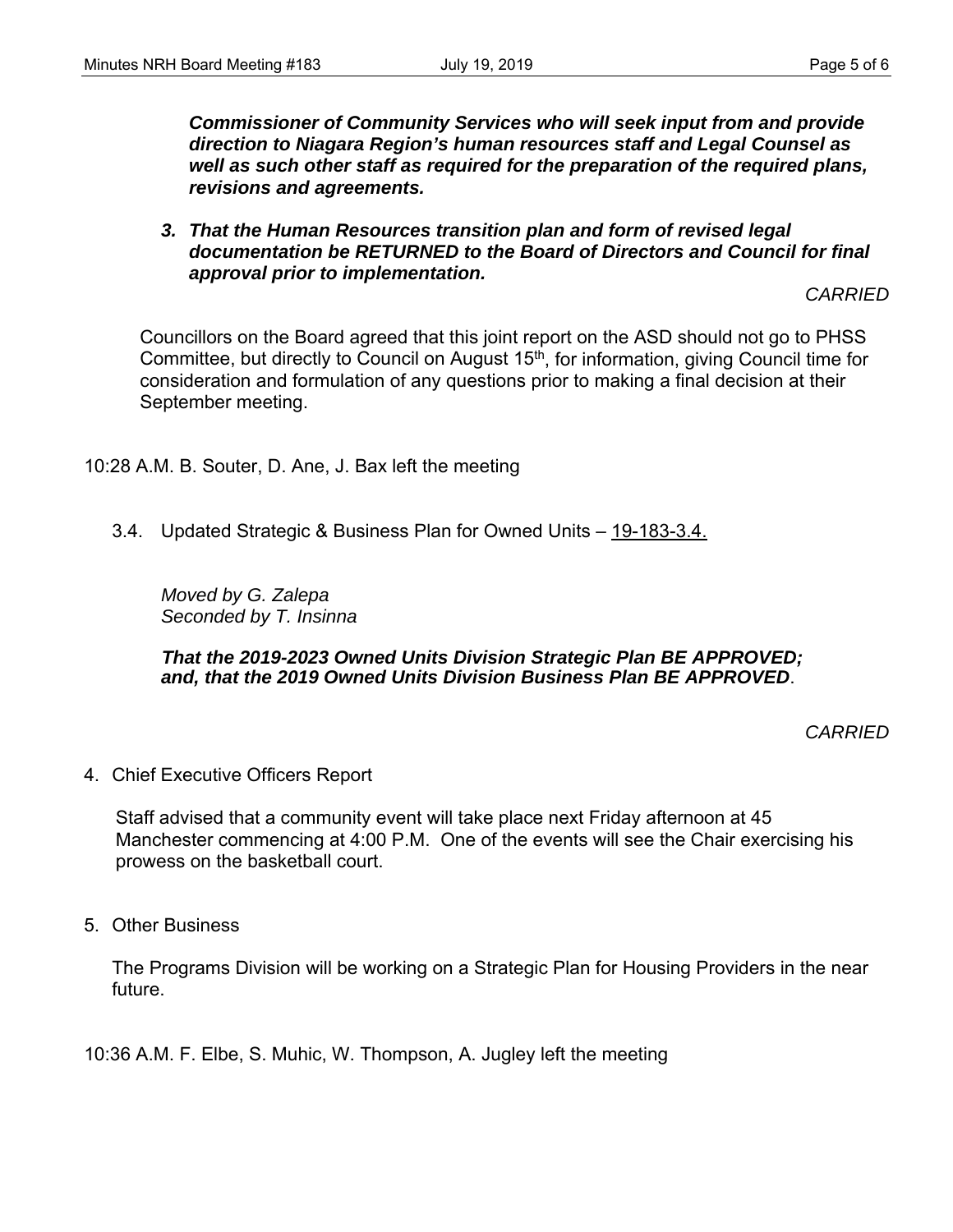***Commissioner of Community Services who will seek input from and provide direction to Niagara Region's human resources staff and Legal Counsel as well as such other staff as required for the preparation of the required plans, revisions and agreements.***

3. ***That the Human Resources transition plan and form of revised legal documentation be RETURNED to the Board of Directors and Council for final approval prior to implementation.***

*CARRIED*

Councillors on the Board agreed that this joint report on the ASD should not go to PHSS Committee, but directly to Council on August 15th, for information, giving Council time for consideration and formulation of any questions prior to making a final decision at their September meeting.

10:28 A.M. B. Souter, D. Ane, J. Bax left the meeting

3.4. Updated Strategic & Business Plan for Owned Units – 19-183-3.4.

*Moved by G. Zalepa*
*Seconded by T. Insinna*

***That the 2019-2023 Owned Units Division Strategic Plan BE APPROVED; and, that the 2019 Owned Units Division Business Plan BE APPROVED***.

*CARRIED*

4. Chief Executive Officers Report

Staff advised that a community event will take place next Friday afternoon at 45 Manchester commencing at 4:00 P.M. One of the events will see the Chair exercising his prowess on the basketball court.

5. Other Business

The Programs Division will be working on a Strategic Plan for Housing Providers in the near future.

10:36 A.M. F. Elbe, S. Muhic, W. Thompson, A. Jugley left the meeting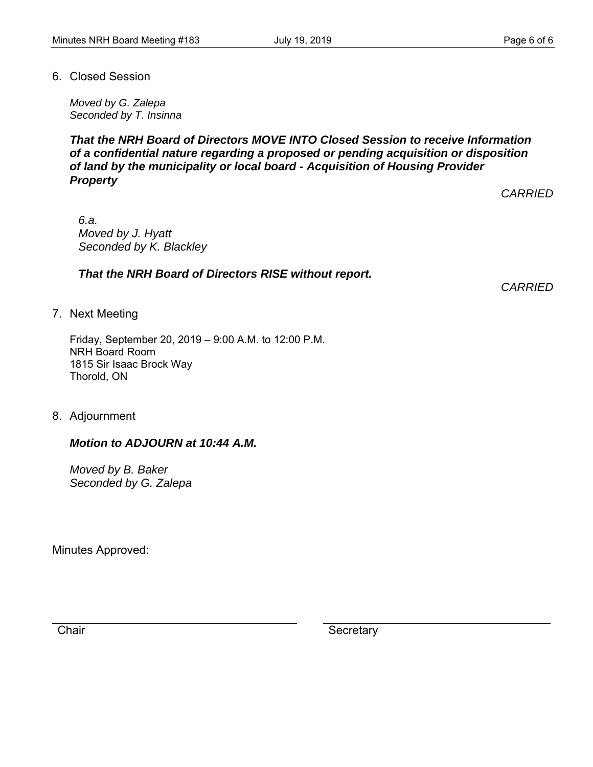6. Closed Session

*Moved by G. Zalepa*
*Seconded by T. Insinna*

***That the NRH Board of Directors MOVE INTO Closed Session to receive Information of a confidential nature regarding a proposed or pending acquisition or disposition of land by the municipality or local board - Acquisition of Housing Provider Property***

*CARRIED*

*6.a.*
*Moved by J. Hyatt*
*Seconded by K. Blackley*

***That the NRH Board of Directors RISE without report.***

*CARRIED*

7. Next Meeting

Friday, September 20, 2019 – 9:00 A.M. to 12:00 P.M.
NRH Board Room
1815 Sir Isaac Brock Way
Thorold, ON

8. Adjournment

***Motion to ADJOURN at 10:44 A.M.***

*Moved by B. Baker*
*Seconded by G. Zalepa*

Minutes Approved:

Chair

Secretary